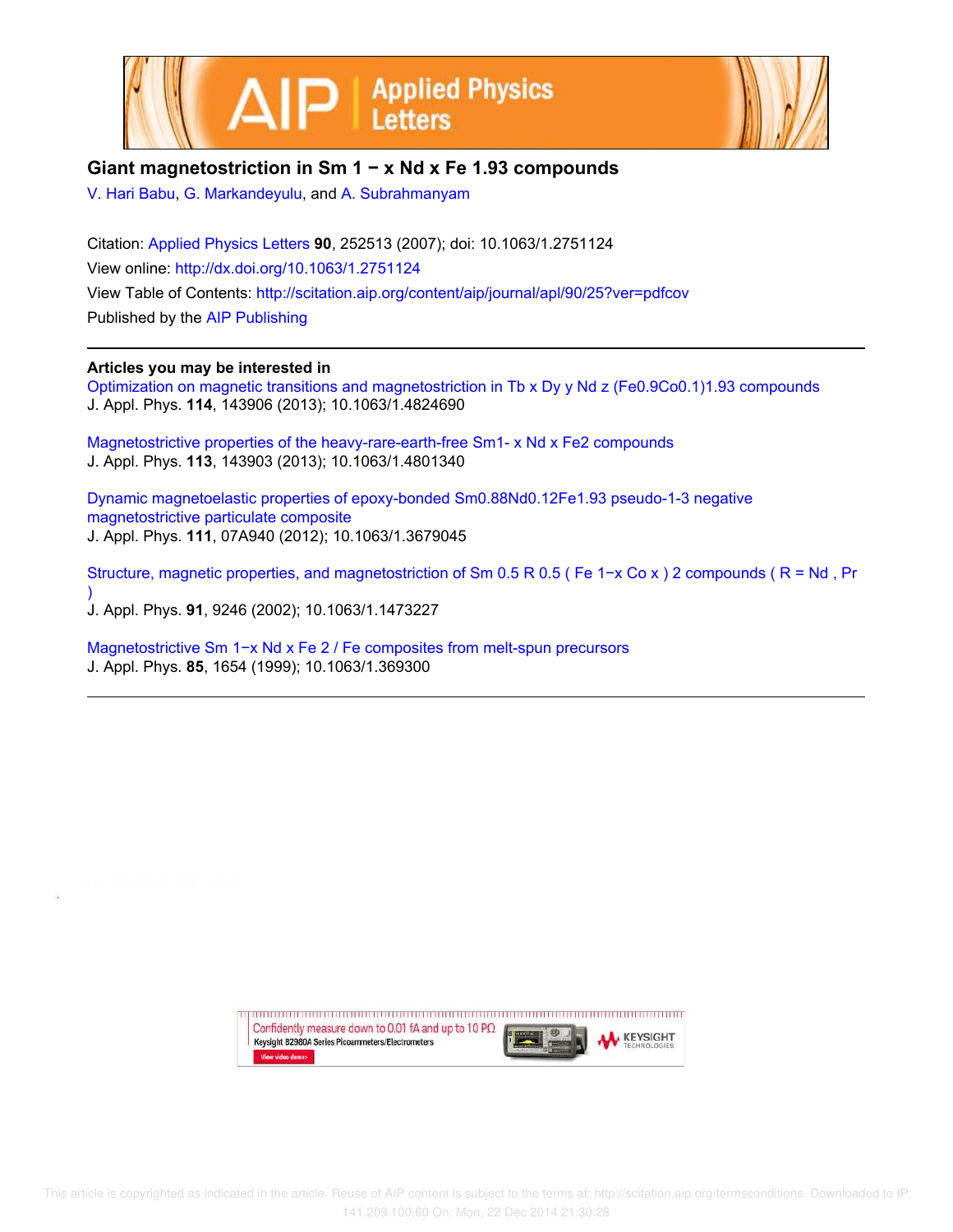# Giant magnetostriction in $Sm_{1-x}Nd_xFe_{1.93}$ compounds

V. Hari Babu, G. Markandeyulu, and A. Subrahmanyam

Citation: Applied Physics Letters **90**, 252513 (2007); doi: 10.1063/1.2751124

View online: http://dx.doi.org/10.1063/1.2751124

View Table of Contents: http://scitation.aip.org/content/aip/journal/apl/90/25?ver=pdfcov

Published by the AIP Publishing

---

**Articles you may be interested in**

Optimization on magnetic transitions and magnetostriction in $Tb_xDy_yNd_z(Fe_{0.9}Co_{0.1})_{1.93}$ compounds
J. Appl. Phys. **114**, 143906 (2013); 10.1063/1.4824690

Magnetostrictive properties of the heavy-rare-earth-free $Sm_{1-x}Nd_xFe_2$ compounds
J. Appl. Phys. **113**, 143903 (2013); 10.1063/1.4801340

Dynamic magnetoelastic properties of epoxy-bonded $Sm_{0.88}Nd_{0.12}Fe_{1.93}$ pseudo-1-3 negative magnetostrictive particulate composite
J. Appl. Phys. **111**, 07A940 (2012); 10.1063/1.3679045

Structure, magnetic properties, and magnetostriction of $Sm_{0.5}R_{0.5}(Fe_{1-x}Co_x)_2$ compounds (R = Nd, Pr)
J. Appl. Phys. **91**, 9246 (2002); 10.1063/1.1473227

Magnetostrictive $Sm_{1-x}Nd_xFe_2$/Fe composites from melt-spun precursors
J. Appl. Phys. **85**, 1654 (1999); 10.1063/1.369300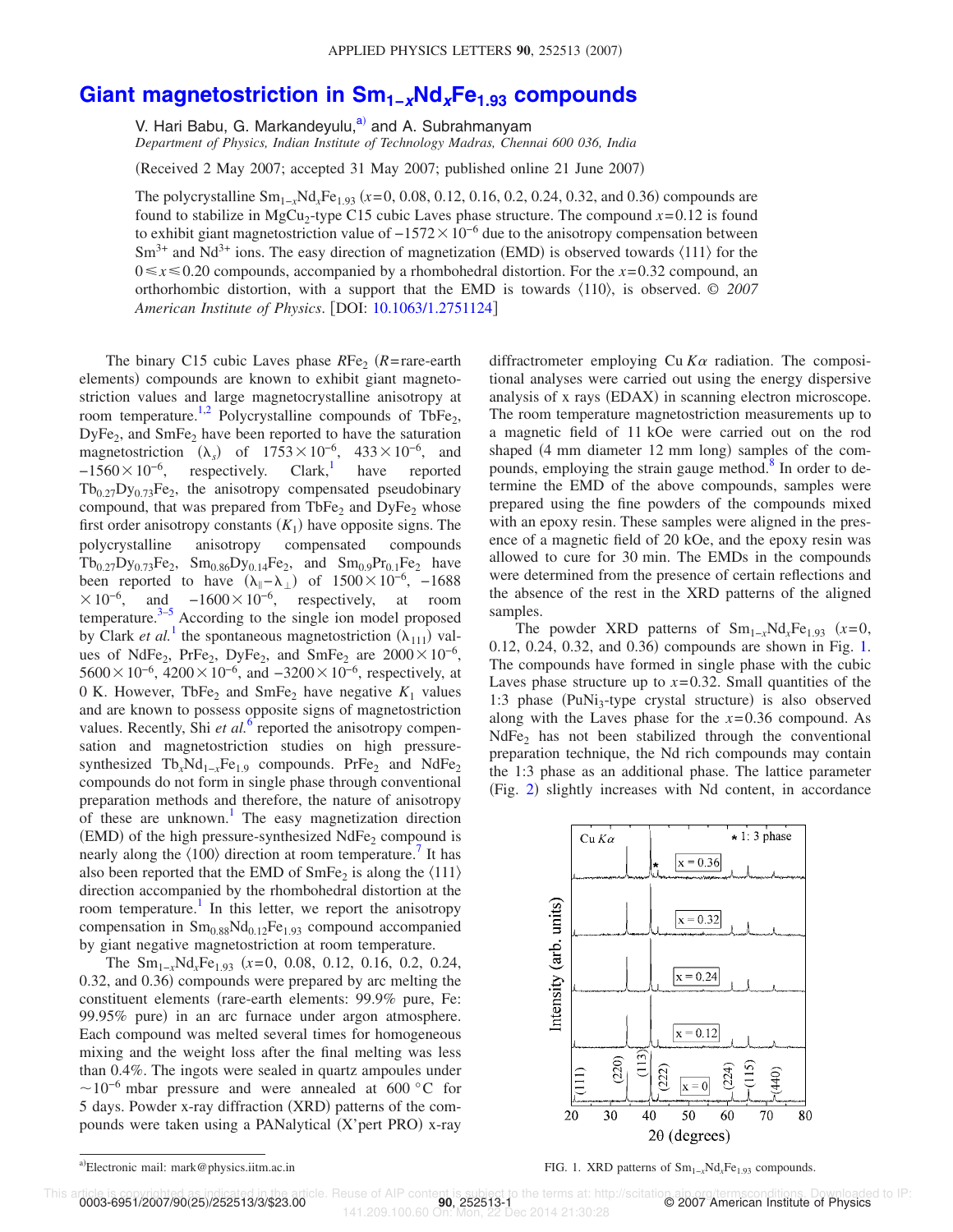# Giant magnetostriction in $Sm_{1-x}Nd_xFe_{1.93}$ compounds

V. Hari Babu, G. Markandeyulu,[a] and A. Subrahmanyam

*Department of Physics, Indian Institute of Technology Madras, Chennai 600 036, India*

(Received 2 May 2007; accepted 31 May 2007; published online 21 June 2007)

The polycrystalline $Sm_{1-x}Nd_xFe_{1.93}$ ($x$=0, 0.08, 0.12, 0.16, 0.2, 0.24, 0.32, and 0.36) compounds are found to stabilize in $MgCu_2$-type C15 cubic Laves phase structure. The compound $x$=0.12 is found to exhibit giant magnetostriction value of $-1572\times10^{-6}$ due to the anisotropy compensation between $Sm^{3+}$ and $Nd^{3+}$ ions. The easy direction of magnetization (EMD) is observed towards ⟨111⟩ for the $0\leq x\leq0.20$ compounds, accompanied by a rhombohedral distortion. For the $x$=0.32 compound, an orthorhombic distortion, with a support that the EMD is towards ⟨110⟩, is observed. © *2007 American Institute of Physics*. [DOI: 10.1063/1.2751124]

The binary C15 cubic Laves phase $RFe_2$ ($R$=rare-earth elements) compounds are known to exhibit giant magnetostriction values and large magnetocrystalline anisotropy at room temperature.[1,2] Polycrystalline compounds of $TbFe_2$, $DyFe_2$, and $SmFe_2$ have been reported to have the saturation magnetostriction ($\lambda_s$) of $1753\times10^{-6}$, $433\times10^{-6}$, and $-1560\times10^{-6}$, respectively. Clark,[1] have reported $Tb_{0.27}Dy_{0.73}Fe_2$, the anisotropy compensated pseudobinary compound, that was prepared from $TbFe_2$ and $DyFe_2$ whose first order anisotropy constants ($K_1$) have opposite signs. The polycrystalline anisotropy compensated compounds $Tb_{0.27}Dy_{0.73}Fe_2$, $Sm_{0.86}Dy_{0.14}Fe_2$, and $Sm_{0.9}Pr_{0.1}Fe_2$ have been reported to have ($\lambda_{\parallel}-\lambda_{\perp}$) of $1500\times10^{-6}$, $-1688\times10^{-6}$, and $-1600\times10^{-6}$, respectively, at room temperature.[3–5] According to the single ion model proposed by Clark *et al.*[1] the spontaneous magnetostriction ($\lambda_{111}$) values of $NdFe_2$, $PrFe_2$, $DyFe_2$, and $SmFe_2$ are $2000\times10^{-6}$, $5600\times10^{-6}$, $4200\times10^{-6}$, and $-3200\times10^{-6}$, respectively, at 0 K. However, $TbFe_2$ and $SmFe_2$ have negative $K_1$ values and are known to possess opposite signs of magnetostriction values. Recently, Shi *et al.*[6] reported the anisotropy compensation and magnetostriction studies on high pressure-synthesized $Tb_xNd_{1-x}Fe_{1.9}$ compounds. $PrFe_2$ and $NdFe_2$ compounds do not form in single phase through conventional preparation methods and therefore, the nature of anisotropy of these are unknown.[1] The easy magnetization direction (EMD) of the high pressure-synthesized $NdFe_2$ compound is nearly along the ⟨100⟩ direction at room temperature.[7] It has also been reported that the EMD of $SmFe_2$ is along the ⟨111⟩ direction accompanied by the rhombohedral distortion at the room temperature.[1] In this letter, we report the anisotropy compensation in $Sm_{0.88}Nd_{0.12}Fe_{1.93}$ compound accompanied by giant negative magnetostriction at room temperature.

The $Sm_{1-x}Nd_xFe_{1.93}$ ($x$=0, 0.08, 0.12, 0.16, 0.2, 0.24, 0.32, and 0.36) compounds were prepared by arc melting the constituent elements (rare-earth elements: 99.9% pure, Fe: 99.95% pure) in an arc furnace under argon atmosphere. Each compound was melted several times for homogeneous mixing and the weight loss after the final melting was less than 0.4%. The ingots were sealed in quartz ampoules under $\sim10^{-6}$ mbar pressure and were annealed at 600 °C for 5 days. Powder x-ray diffraction (XRD) patterns of the compounds were taken using a PANalytical (X'pert PRO) x-ray diffractometer employing Cu $K\alpha$ radiation. The compositional analyses were carried out using the energy dispersive analysis of x rays (EDAX) in scanning electron microscope. The room temperature magnetostriction measurements up to a magnetic field of 11 kOe were carried out on the rod shaped (4 mm diameter 12 mm long) samples of the compounds, employing the strain gauge method.[8] In order to determine the EMD of the above compounds, samples were prepared using the fine powders of the compounds mixed with an epoxy resin. These samples were aligned in the presence of a magnetic field of 20 kOe, and the epoxy resin was allowed to cure for 30 min. The EMDs in the compounds were determined from the presence of certain reflections and the absence of the rest in the XRD patterns of the aligned samples.

The powder XRD patterns of $Sm_{1-x}Nd_xFe_{1.93}$ ($x$=0, 0.12, 0.24, 0.32, and 0.36) compounds are shown in Fig. 1. The compounds have formed in single phase with the cubic Laves phase structure up to $x$=0.32. Small quantities of the 1:3 phase ($PuNi_3$-type crystal structure) is also observed along with the Laves phase for the $x$=0.36 compound. As $NdFe_2$ has not been stabilized through the conventional preparation technique, the Nd rich compounds may contain the 1:3 phase as an additional phase. The lattice parameter (Fig. 2) slightly increases with Nd content, in accordance

FIG. 1. XRD patterns of $Sm_{1-x}Nd_xFe_{1.93}$ compounds.

[a]Electronic mail: mark@physics.iitm.ac.in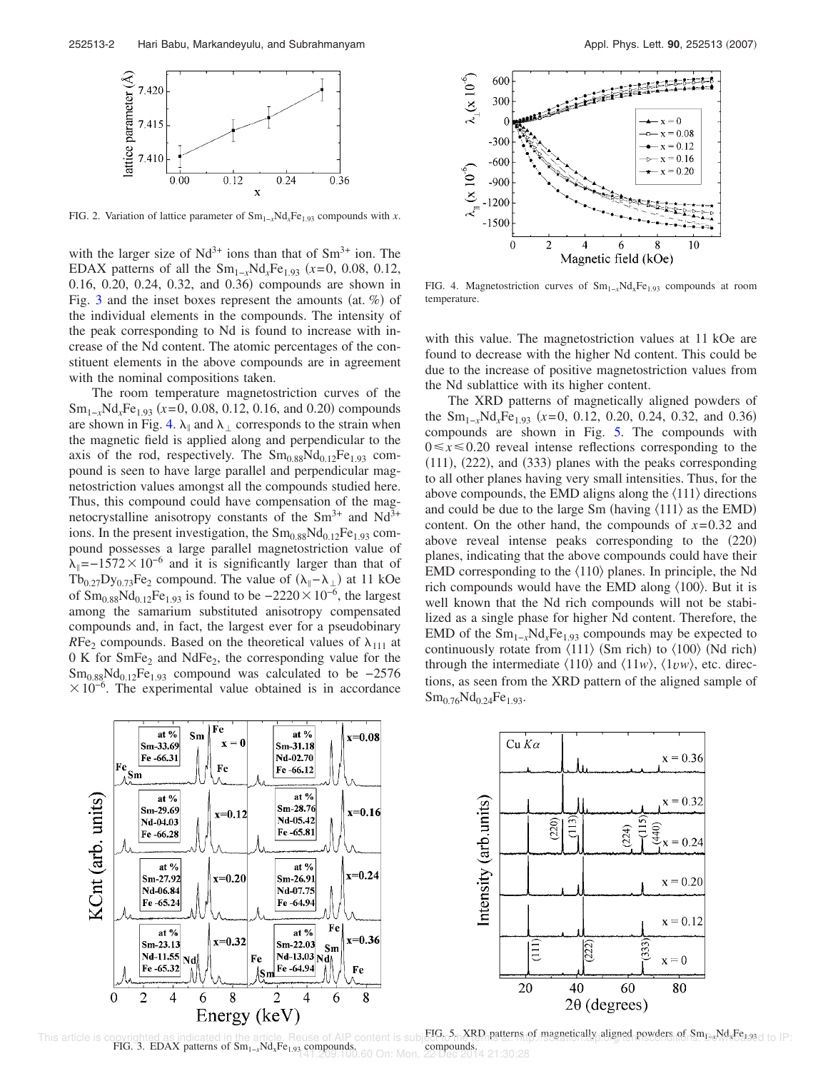FIG. 2. Variation of lattice parameter of $Sm_{1-x}Nd_xFe_{1.93}$ compounds with $x$.

with the larger size of $Nd^{3+}$ ions than that of $Sm^{3+}$ ion. The EDAX patterns of all the $Sm_{1-x}Nd_xFe_{1.93}$ ($x$=0, 0.08, 0.12, 0.16, 0.20, 0.24, 0.32, and 0.36) compounds are shown in Fig. 3 and the inset boxes represent the amounts (at. %) of the individual elements in the compounds. The intensity of the peak corresponding to Nd is found to increase with increase of the Nd content. The atomic percentages of the constituent elements in the above compounds are in agreement with the nominal compositions taken.

The room temperature magnetostriction curves of the $Sm_{1-x}Nd_xFe_{1.93}$ ($x$=0, 0.08, 0.12, 0.16, and 0.20) compounds are shown in Fig. 4. $\lambda_\parallel$ and $\lambda_\perp$ corresponds to the strain when the magnetic field is applied along and perpendicular to the axis of the rod, respectively. The $Sm_{0.88}Nd_{0.12}Fe_{1.93}$ compound is seen to have large parallel and perpendicular magnetostriction values amongst all the compounds studied here. Thus, this compound could have compensation of the magnetocrystalline anisotropy constants of the $Sm^{3+}$ and $Nd^{3+}$ ions. In the present investigation, the $Sm_{0.88}Nd_{0.12}Fe_{1.93}$ compound possesses a large parallel magnetostriction value of $\lambda_\parallel = -1572 \times 10^{-6}$ and it is significantly larger than that of $Tb_{0.27}Dy_{0.73}Fe_2$ compound. The value of $(\lambda_\parallel - \lambda_\perp)$ at 11 kOe of $Sm_{0.88}Nd_{0.12}Fe_{1.93}$ is found to be $-2220 \times 10^{-6}$, the largest among the samarium substituted anisotropy compensated compounds and, in fact, the largest ever for a pseudobinary $RFe_2$ compounds. Based on the theoretical values of $\lambda_{111}$ at 0 K for $SmFe_2$ and $NdFe_2$, the corresponding value for the $Sm_{0.88}Nd_{0.12}Fe_{1.93}$ compound was calculated to be $-2576 \times 10^{-6}$. The experimental value obtained is in accordance with this value. The magnetostriction values at 11 kOe are found to decrease with the higher Nd content. This could be due to the increase of positive magnetostriction values from the Nd sublattice with its higher content.

FIG. 4. Magnetostriction curves of $Sm_{1-x}Nd_xFe_{1.93}$ compounds at room temperature.

The XRD patterns of magnetically aligned powders of the $Sm_{1-x}Nd_xFe_{1.93}$ ($x$=0, 0.12, 0.20, 0.24, 0.32, and 0.36) compounds are shown in Fig. 5. The compounds with $0 \leq x \leq 0.20$ reveal intense reflections corresponding to the (111), (222), and (333) planes with the peaks corresponding to all other planes having very small intensities. Thus, for the above compounds, the EMD aligns along the ⟨111⟩ directions and could be due to the large Sm (having ⟨111⟩ as the EMD) content. On the other hand, the compounds of $x$=0.32 and above reveal intense peaks corresponding to the (220) planes, indicating that the above compounds could have their EMD corresponding to the ⟨110⟩ planes. In principle, the Nd rich compounds would have the EMD along ⟨100⟩. But it is well known that the Nd rich compounds will not be stabilized as a single phase for higher Nd content. Therefore, the EMD of the $Sm_{1-x}Nd_xFe_{1.93}$ compounds may be expected to continuously rotate from ⟨111⟩ (Sm rich) to ⟨100⟩ (Nd rich) through the intermediate ⟨110⟩ and ⟨11$w$⟩, ⟨1$vw$⟩, etc. directions, as seen from the XRD pattern of the aligned sample of $Sm_{0.76}Nd_{0.24}Fe_{1.93}$.

FIG. 3. EDAX patterns of $Sm_{1-x}Nd_xFe_{1.93}$ compounds.

FIG. 5. XRD patterns of magnetically aligned powders of $Sm_{1-x}Nd_xFe_{1.93}$ compounds.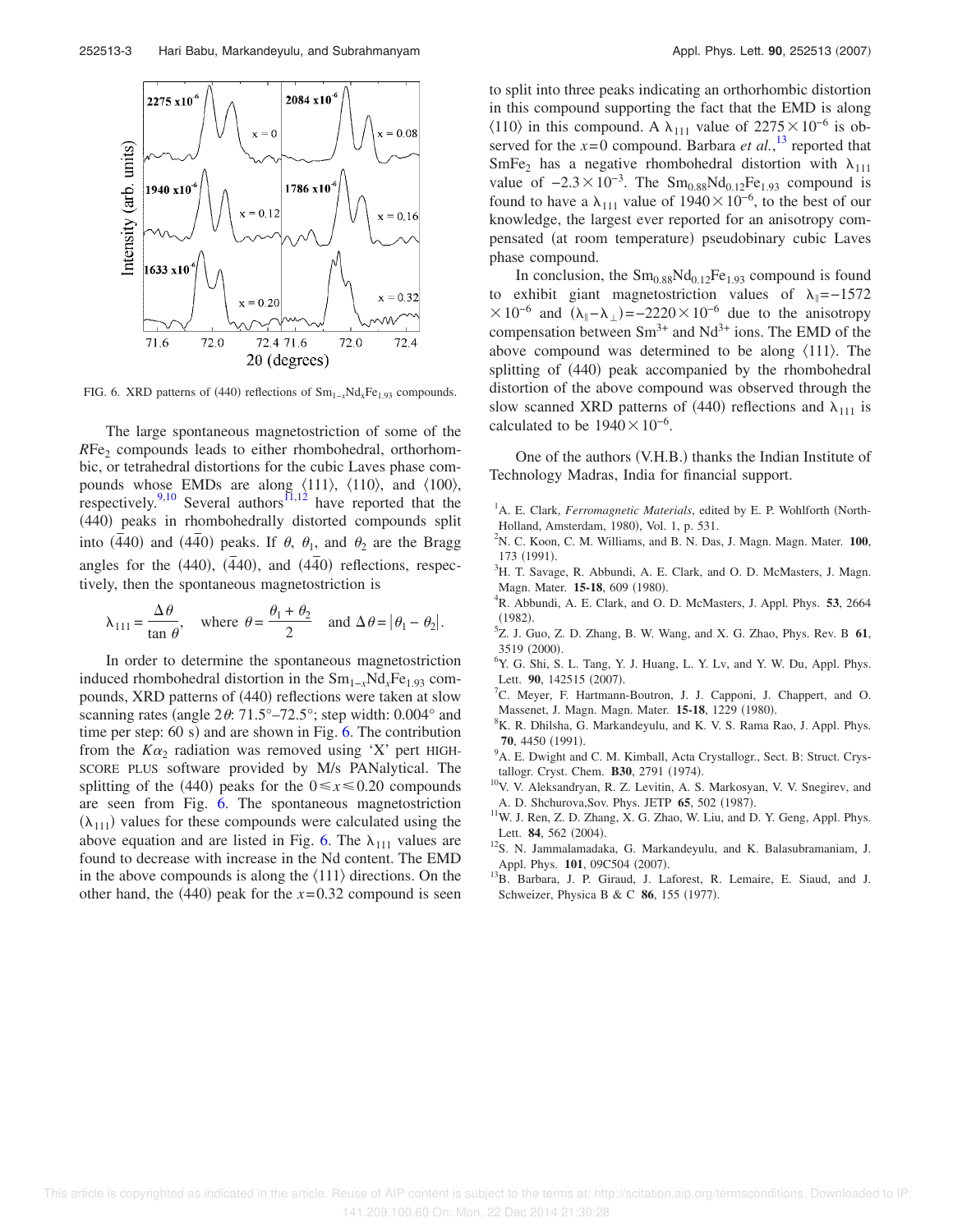2275 x10$^{-6}$

x = 0

2084 x10$^{-6}$

x = 0.08

1940 x10$^{-6}$

x = 0.12

1786 x10$^{-6}$

x = 0.16

1633 x10$^{-6}$

x = 0.20

x = 0.32

Intensity (arb. units)

71.6 72.0 72.4 71.6 72.0 72.4

2θ (degrees)

FIG. 6. XRD patterns of (440) reflections of $Sm_{1-x}Nd_xFe_{1.93}$ compounds.

The large spontaneous magnetostriction of some of the $RFe_2$ compounds leads to either rhombohedral, orthorhombic, or tetrahedral distortions for the cubic Laves phase compounds whose EMDs are along ⟨111⟩, ⟨110⟩, and ⟨100⟩, respectively.[9,10] Several authors[11,12] have reported that the (440) peaks in rhombohedrally distorted compounds split into $(\bar{4}40)$ and $(4\bar{4}0)$ peaks. If $\theta$, $\theta_1$, and $\theta_2$ are the Bragg angles for the (440), $(\bar{4}40)$, and $(4\bar{4}0)$ reflections, respectively, then the spontaneous magnetostriction is

$$\lambda_{111} = \frac{\Delta\theta}{\tan\theta}, \quad \text{where } \theta = \frac{\theta_1 + \theta_2}{2} \quad \text{and } \Delta\theta = |\theta_1 - \theta_2|.$$

In order to determine the spontaneous magnetostriction induced rhombohedral distortion in the $Sm_{1-x}Nd_xFe_{1.93}$ compounds, XRD patterns of (440) reflections were taken at slow scanning rates (angle $2\theta$: 71.5°–72.5°; step width: 0.004° and time per step: 60 s) and are shown in Fig. 6. The contribution from the $K\alpha_2$ radiation was removed using 'X' pert HIGH-SCORE PLUS software provided by M/s PANalytical. The splitting of the (440) peaks for the $0 \leq x \leq 0.20$ compounds are seen from Fig. 6. The spontaneous magnetostriction ($\lambda_{111}$) values for these compounds were calculated using the above equation and are listed in Fig. 6. The $\lambda_{111}$ values are found to decrease with increase in the Nd content. The EMD in the above compounds is along the ⟨111⟩ directions. On the other hand, the (440) peak for the $x=0.32$ compound is seen to split into three peaks indicating an orthorhombic distortion in this compound supporting the fact that the EMD is along ⟨110⟩ in this compound. A $\lambda_{111}$ value of $2275 \times 10^{-6}$ is observed for the $x=0$ compound. Barbara *et al.*,[13] reported that $SmFe_2$ has a negative rhombohedral distortion with $\lambda_{111}$ value of $-2.3 \times 10^{-3}$. The $Sm_{0.88}Nd_{0.12}Fe_{1.93}$ compound is found to have a $\lambda_{111}$ value of $1940 \times 10^{-6}$, to the best of our knowledge, the largest ever reported for an anisotropy compensated (at room temperature) pseudobinary cubic Laves phase compound.

In conclusion, the $Sm_{0.88}Nd_{0.12}Fe_{1.93}$ compound is found to exhibit giant magnetostriction values of $\lambda_{\parallel} = -1572 \times 10^{-6}$ and $(\lambda_{\parallel} - \lambda_{\perp}) = -2220 \times 10^{-6}$ due to the anisotropy compensation between $Sm^{3+}$ and $Nd^{3+}$ ions. The EMD of the above compound was determined to be along ⟨111⟩. The splitting of (440) peak accompanied by the rhombohedral distortion of the above compound was observed through the slow scanned XRD patterns of (440) reflections and $\lambda_{111}$ is calculated to be $1940 \times 10^{-6}$.

One of the authors (V.H.B.) thanks the Indian Institute of Technology Madras, India for financial support.

[1] A. E. Clark, *Ferromagnetic Materials*, edited by E. P. Wohlforth (North-Holland, Amsterdam, 1980), Vol. 1, p. 531.

[2] N. C. Koon, C. M. Williams, and B. N. Das, J. Magn. Magn. Mater. **100**, 173 (1991).

[3] H. T. Savage, R. Abbundi, A. E. Clark, and O. D. McMasters, J. Magn. Magn. Mater. **15-18**, 609 (1980).

[4] R. Abbundi, A. E. Clark, and O. D. McMasters, J. Appl. Phys. **53**, 2664 (1982).

[5] Z. J. Guo, Z. D. Zhang, B. W. Wang, and X. G. Zhao, Phys. Rev. B **61**, 3519 (2000).

[6] Y. G. Shi, S. L. Tang, Y. J. Huang, L. Y. Lv, and Y. W. Du, Appl. Phys. Lett. **90**, 142515 (2007).

[7] C. Meyer, F. Hartmann-Boutron, J. J. Capponi, J. Chappert, and O. Massenet, J. Magn. Magn. Mater. **15-18**, 1229 (1980).

[8] K. R. Dhilsha, G. Markandeyulu, and K. V. S. Rama Rao, J. Appl. Phys. **70**, 4450 (1991).

[9] A. E. Dwight and C. M. Kimball, Acta Crystallogr., Sect. B: Struct. Crystallogr. Cryst. Chem. **B30**, 2791 (1974).

[10] V. V. Aleksandryan, R. Z. Levitin, A. S. Markosyan, V. V. Snegirev, and A. D. Shchurova,Sov. Phys. JETP **65**, 502 (1987).

[11] W. J. Ren, Z. D. Zhang, X. G. Zhao, W. Liu, and D. Y. Geng, Appl. Phys. Lett. **84**, 562 (2004).

[12] S. N. Jammalamadaka, G. Markandeyulu, and K. Balasubramaniam, J. Appl. Phys. **101**, 09C504 (2007).

[13] B. Barbara, J. P. Giraud, J. Laforest, R. Lemaire, E. Siaud, and J. Schweizer, Physica B & C **86**, 155 (1977).